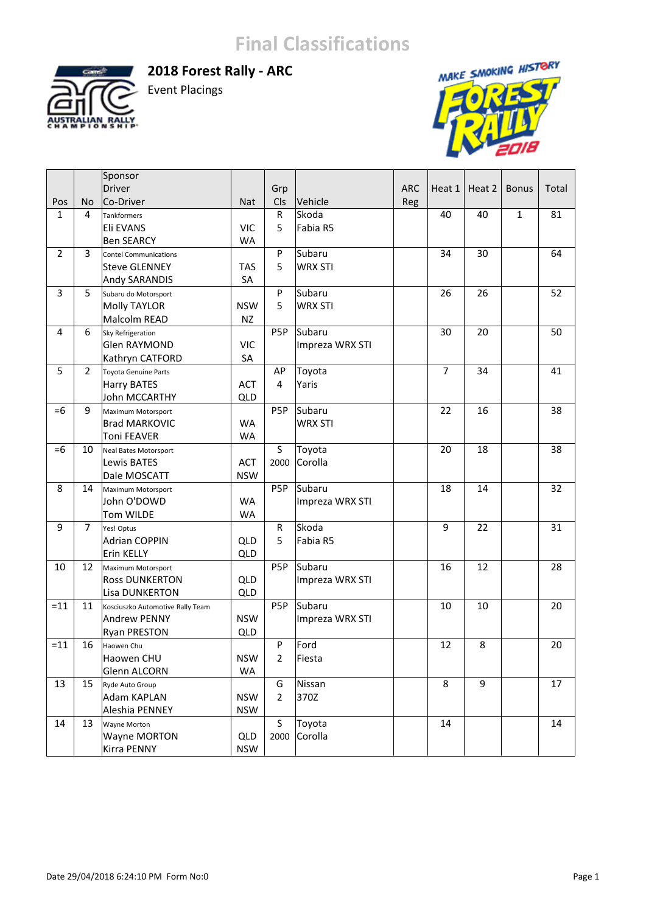# Final Classifications

## 2018 Forest Rally - ARC

Event Placings

| Pos | No | Sponsor<br>Driver<br>Co-Driver | Nat | Grp<br>Cls | Vehicle | ARC<br>Reg | Heat 1 | Heat 2 | Bonus | Total |
|---|---|---|---|---|---|---|---|---|---|---|
| 1 | 4 | Tankformers<br>Eli EVANS<br>Ben SEARCY | VIC<br>WA | R<br>5 | Skoda<br>Fabia R5 | | 40 | 40 | 1 | 81 |
| 2 | 3 | Contel Communications<br>Steve GLENNEY<br>Andy SARANDIS | TAS<br>SA | P<br>5 | Subaru<br>WRX STI | | 34 | 30 | | 64 |
| 3 | 5 | Subaru do Motorsport<br>Molly TAYLOR<br>Malcolm READ | NSW<br>NZ | P<br>5 | Subaru<br>WRX STI | | 26 | 26 | | 52 |
| 4 | 6 | Sky Refrigeration<br>Glen RAYMOND<br>Kathryn CATFORD | VIC<br>SA | P5P | Subaru<br>Impreza WRX STI | | 30 | 20 | | 50 |
| 5 | 2 | Toyota Genuine Parts<br>Harry BATES<br>John MCCARTHY | ACT<br>QLD | AP<br>4 | Toyota<br>Yaris | | 7 | 34 | | 41 |
| =6 | 9 | Maximum Motorsport<br>Brad MARKOVIC<br>Toni FEAVER | WA<br>WA | P5P | Subaru<br>WRX STI | | 22 | 16 | | 38 |
| =6 | 10 | Neal Bates Motorsport<br>Lewis BATES<br>Dale MOSCATT | ACT<br>NSW | S<br>2000 | Toyota<br>Corolla | | 20 | 18 | | 38 |
| 8 | 14 | Maximum Motorsport<br>John O'DOWD<br>Tom WILDE | WA<br>WA | P5P | Subaru<br>Impreza WRX STI | | 18 | 14 | | 32 |
| 9 | 7 | Yes! Optus<br>Adrian COPPIN<br>Erin KELLY | QLD<br>QLD | R<br>5 | Skoda<br>Fabia R5 | | 9 | 22 | | 31 |
| 10 | 12 | Maximum Motorsport<br>Ross DUNKERTON<br>Lisa DUNKERTON | QLD<br>QLD | P5P | Subaru<br>Impreza WRX STI | | 16 | 12 | | 28 |
| =11 | 11 | Kosciuszko Automotive Rally Team<br>Andrew PENNY<br>Ryan PRESTON | NSW<br>QLD | P5P | Subaru<br>Impreza WRX STI | | 10 | 10 | | 20 |
| =11 | 16 | Haowen Chu<br>Haowen CHU<br>Glenn ALCORN | NSW<br>WA | P<br>2 | Ford<br>Fiesta | | 12 | 8 | | 20 |
| 13 | 15 | Ryde Auto Group<br>Adam KAPLAN<br>Aleshia PENNEY | NSW<br>NSW | G<br>2 | Nissan<br>370Z | | 8 | 9 | | 17 |
| 14 | 13 | Wayne Morton<br>Wayne MORTON<br>Kirra PENNY | QLD<br>NSW | S<br>2000 | Toyota<br>Corolla | | 14 | | | 14 |

Date 29/04/2018 6:24:10 PM Form No:0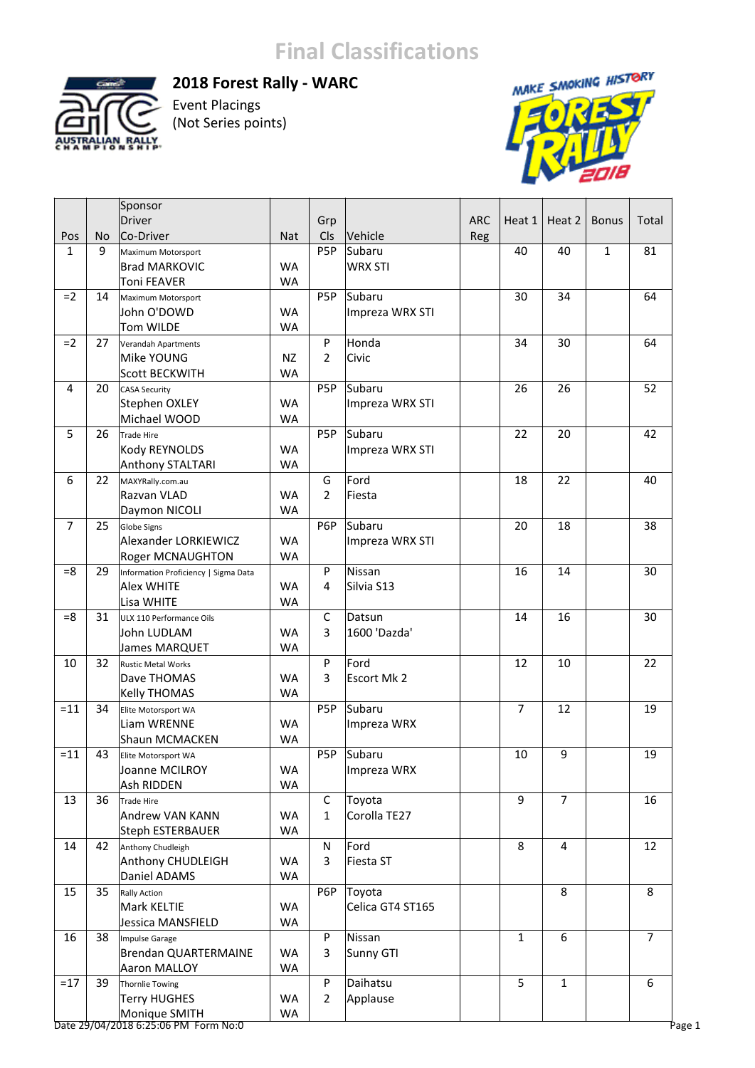# Final Classifications

## 2018 Forest Rally - WARC

Event Placings
(Not Series points)

| Pos | No | Sponsor<br>Driver<br>Co-Driver | Nat | Grp<br>Cls | Vehicle | ARC<br>Reg | Heat 1 | Heat 2 | Bonus | Total |
|---|---|---|---|---|---|---|---|---|---|---|
| 1 | 9 | Maximum Motorsport<br>Brad MARKOVIC<br>Toni FEAVER | <br>WA<br>WA | P5P | Subaru<br>WRX STI | | 40 | 40 | 1 | 81 |
| =2 | 14 | Maximum Motorsport<br>John O'DOWD<br>Tom WILDE | <br>WA<br>WA | P5P | Subaru<br>Impreza WRX STI | | 30 | 34 | | 64 |
| =2 | 27 | Verandah Apartments<br>Mike YOUNG<br>Scott BECKWITH | <br>NZ<br>WA | P<br>2 | Honda<br>Civic | | 34 | 30 | | 64 |
| 4 | 20 | CASA Security<br>Stephen OXLEY<br>Michael WOOD | <br>WA<br>WA | P5P | Subaru<br>Impreza WRX STI | | 26 | 26 | | 52 |
| 5 | 26 | Trade Hire<br>Kody REYNOLDS<br>Anthony STALTARI | <br>WA<br>WA | P5P | Subaru<br>Impreza WRX STI | | 22 | 20 | | 42 |
| 6 | 22 | MAXYRally.com.au<br>Razvan VLAD<br>Daymon NICOLI | <br>WA<br>WA | G<br>2 | Ford<br>Fiesta | | 18 | 22 | | 40 |
| 7 | 25 | Globe Signs<br>Alexander LORKIEWICZ<br>Roger MCNAUGHTON | <br>WA<br>WA | P6P | Subaru<br>Impreza WRX STI | | 20 | 18 | | 38 |
| =8 | 29 | Information Proficiency \| Sigma Data<br>Alex WHITE<br>Lisa WHITE | <br>WA<br>WA | P<br>4 | Nissan<br>Silvia S13 | | 16 | 14 | | 30 |
| =8 | 31 | ULX 110 Performance Oils<br>John LUDLAM<br>James MARQUET | <br>WA<br>WA | C<br>3 | Datsun<br>1600 'Dazda' | | 14 | 16 | | 30 |
| 10 | 32 | Rustic Metal Works<br>Dave THOMAS<br>Kelly THOMAS | <br>WA<br>WA | P<br>3 | Ford<br>Escort Mk 2 | | 12 | 10 | | 22 |
| =11 | 34 | Elite Motorsport WA<br>Liam WRENNE<br>Shaun MCMACKEN | <br>WA<br>WA | P5P | Subaru<br>Impreza WRX | | 7 | 12 | | 19 |
| =11 | 43 | Elite Motorsport WA<br>Joanne MCILROY<br>Ash RIDDEN | <br>WA<br>WA | P5P | Subaru<br>Impreza WRX | | 10 | 9 | | 19 |
| 13 | 36 | Trade Hire<br>Andrew VAN KANN<br>Steph ESTERBAUER | <br>WA<br>WA | C<br>1 | Toyota<br>Corolla TE27 | | 9 | 7 | | 16 |
| 14 | 42 | Anthony Chudleigh<br>Anthony CHUDLEIGH<br>Daniel ADAMS | <br>WA<br>WA | N<br>3 | Ford<br>Fiesta ST | | 8 | 4 | | 12 |
| 15 | 35 | Rally Action<br>Mark KELTIE<br>Jessica MANSFIELD | <br>WA<br>WA | P6P | Toyota<br>Celica GT4 ST165 | | | 8 | | 8 |
| 16 | 38 | Impulse Garage<br>Brendan QUARTERMAINE<br>Aaron MALLOY | <br>WA<br>WA | P<br>3 | Nissan<br>Sunny GTI | | 1 | 6 | | 7 |
| =17 | 39 | Thornlie Towing<br>Terry HUGHES<br>Monique SMITH | <br>WA<br>WA | P<br>2 | Daihatsu<br>Applause | | 5 | 1 | | 6 |

Date 29/04/2018 6:25:06 PM Form No:0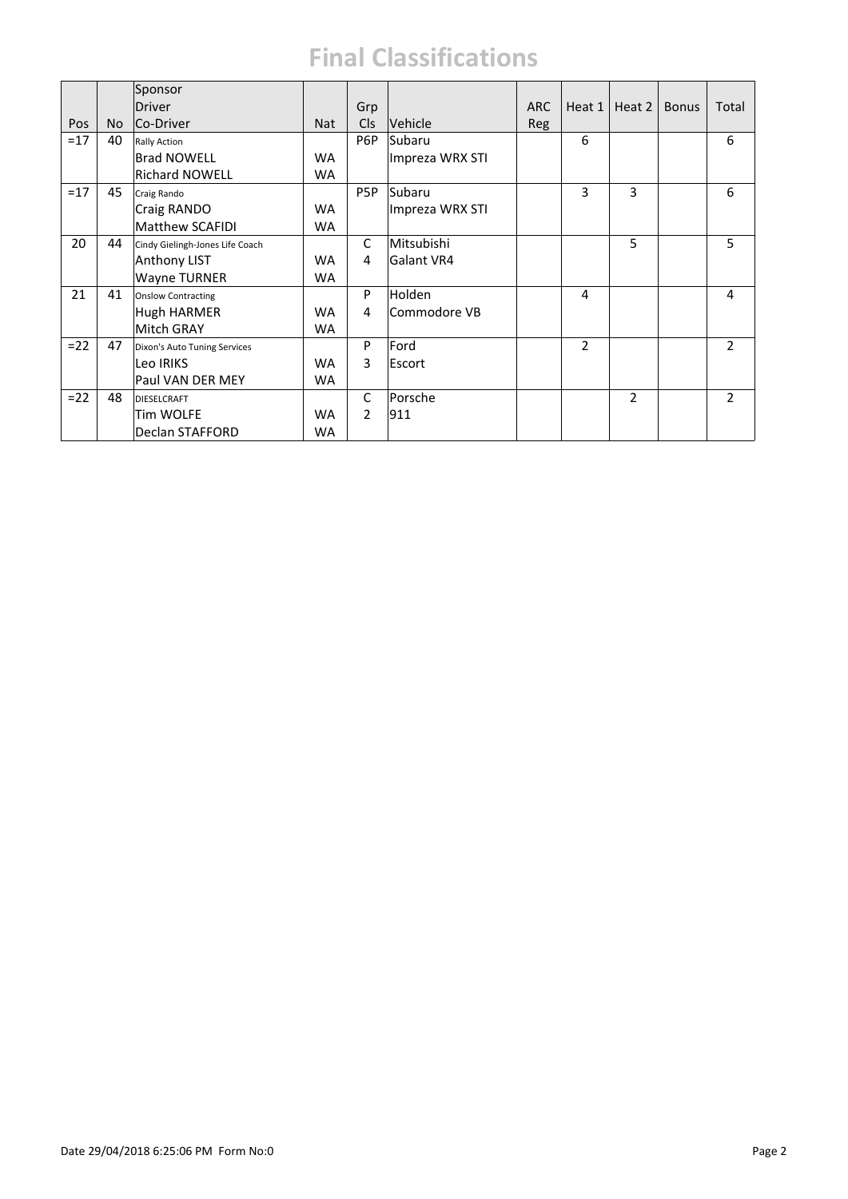# Final Classifications

| Pos | No | Sponsor<br>Driver<br>Co-Driver | Nat | Grp<br>Cls | Vehicle | ARC<br>Reg | Heat 1 | Heat 2 | Bonus | Total |
|---|---|---|---|---|---|---|---|---|---|---|
| =17 | 40 | Rally Action<br>Brad NOWELL<br>Richard NOWELL | <br>WA<br>WA | P6P | Subaru<br>Impreza WRX STI | | 6 | | | 6 |
| =17 | 45 | Craig Rando<br>Craig RANDO<br>Matthew SCAFIDI | <br>WA<br>WA | P5P | Subaru<br>Impreza WRX STI | | 3 | 3 | | 6 |
| 20 | 44 | Cindy Gielingh-Jones Life Coach<br>Anthony LIST<br>Wayne TURNER | <br>WA<br>WA | C<br>4 | Mitsubishi<br>Galant VR4 | | | 5 | | 5 |
| 21 | 41 | Onslow Contracting<br>Hugh HARMER<br>Mitch GRAY | <br>WA<br>WA | P<br>4 | Holden<br>Commodore VB | | 4 | | | 4 |
| =22 | 47 | Dixon's Auto Tuning Services<br>Leo IRIKS<br>Paul VAN DER MEY | <br>WA<br>WA | P<br>3 | Ford<br>Escort | | 2 | | | 2 |
| =22 | 48 | DIESELCRAFT<br>Tim WOLFE<br>Declan STAFFORD | <br>WA<br>WA | C<br>2 | Porsche<br>911 | | | 2 | | 2 |

Date 29/04/2018 6:25:06 PM Form No:0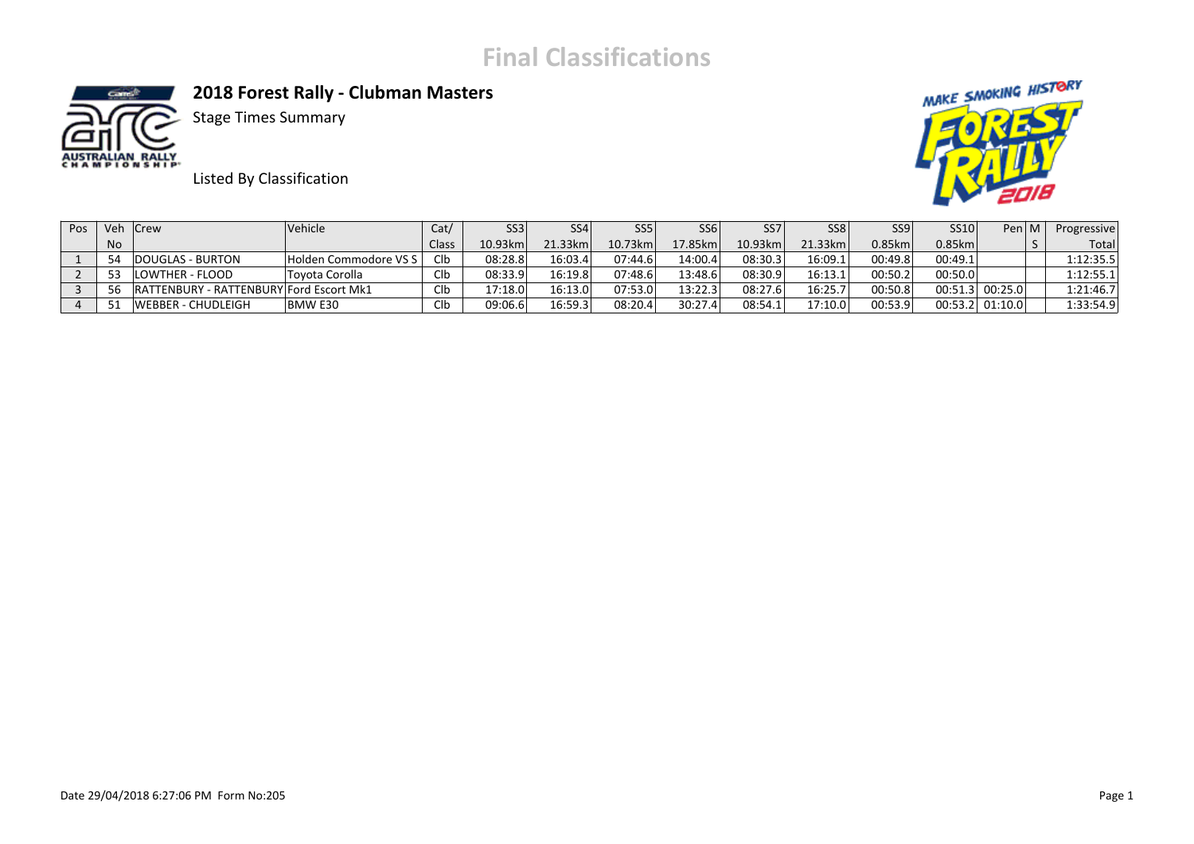# Final Classifications

## 2018 Forest Rally - Clubman Masters

Stage Times Summary

Listed By Classification

| Pos | Veh No | Crew | Vehicle | Cat/ Class | SS3 10.93km | SS4 21.33km | SS5 10.73km | SS6 17.85km | SS7 10.93km | SS8 21.33km | SS9 0.85km | SS10 0.85km | Pen | MS | Progressive Total |
|---|---|---|---|---|---|---|---|---|---|---|---|---|---|---|---|
| 1 | 54 | DOUGLAS - BURTON | Holden Commodore VS S | Clb | 08:28.8 | 16:03.4 | 07:44.6 | 14:00.4 | 08:30.3 | 16:09.1 | 00:49.8 | 00:49.1 | | | 1:12:35.5 |
| 2 | 53 | LOWTHER - FLOOD | Toyota Corolla | Clb | 08:33.9 | 16:19.8 | 07:48.6 | 13:48.6 | 08:30.9 | 16:13.1 | 00:50.2 | 00:50.0 | | | 1:12:55.1 |
| 3 | 56 | RATTENBURY - RATTENBURY | Ford Escort Mk1 | Clb | 17:18.0 | 16:13.0 | 07:53.0 | 13:22.3 | 08:27.6 | 16:25.7 | 00:50.8 | 00:51.3 | 00:25.0 | | 1:21:46.7 |
| 4 | 51 | WEBBER - CHUDLEIGH | BMW E30 | Clb | 09:06.6 | 16:59.3 | 08:20.4 | 30:27.4 | 08:54.1 | 17:10.0 | 00:53.9 | 00:53.2 | 01:10.0 | | 1:33:54.9 |

Date 29/04/2018 6:27:06 PM Form No:205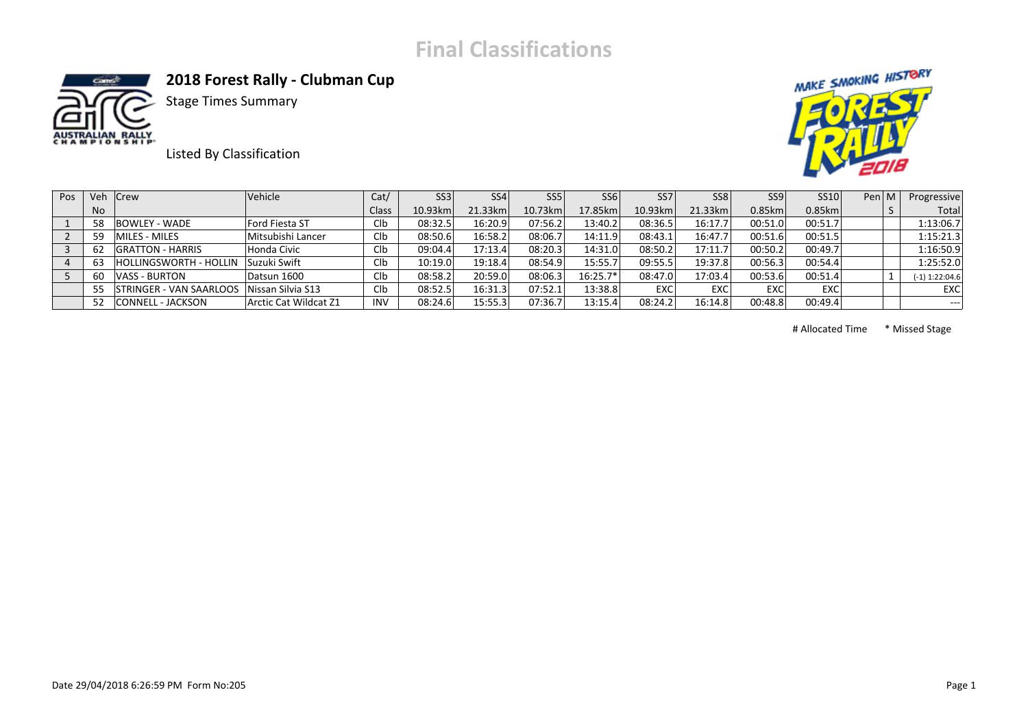# Final Classifications

## 2018 Forest Rally - Clubman Cup

Stage Times Summary

Listed By Classification

| Pos | Veh No | Crew | Vehicle | Cat/ Class | SS3 10.93km | SS4 21.33km | SS5 10.73km | SS6 17.85km | SS7 10.93km | SS8 21.33km | SS9 0.85km | SS10 0.85km | Pen | M S | Progressive Total |
|---|---|---|---|---|---|---|---|---|---|---|---|---|---|---|---|
| 1 | 58 | BOWLEY - WADE | Ford Fiesta ST | Clb | 08:32.5 | 16:20.9 | 07:56.2 | 13:40.2 | 08:36.5 | 16:17.7 | 00:51.0 | 00:51.7 | | | 1:13:06.7 |
| 2 | 59 | MILES - MILES | Mitsubishi Lancer | Clb | 08:50.6 | 16:58.2 | 08:06.7 | 14:11.9 | 08:43.1 | 16:47.7 | 00:51.6 | 00:51.5 | | | 1:15:21.3 |
| 3 | 62 | GRATTON - HARRIS | Honda Civic | Clb | 09:04.4 | 17:13.4 | 08:20.3 | 14:31.0 | 08:50.2 | 17:11.7 | 00:50.2 | 00:49.7 | | | 1:16:50.9 |
| 4 | 63 | HOLLINGSWORTH - HOLLIN | Suzuki Swift | Clb | 10:19.0 | 19:18.4 | 08:54.9 | 15:55.7 | 09:55.5 | 19:37.8 | 00:56.3 | 00:54.4 | | | 1:25:52.0 |
| 5 | 60 | VASS - BURTON | Datsun 1600 | Clb | 08:58.2 | 20:59.0 | 08:06.3 | 16:25.7* | 08:47.0 | 17:03.4 | 00:53.6 | 00:51.4 | | 1 | (-1) 1:22:04.6 |
| | 55 | STRINGER - VAN SAARLOOS | Nissan Silvia S13 | Clb | 08:52.5 | 16:31.3 | 07:52.1 | 13:38.8 | EXC | EXC | EXC | EXC | | | EXC |
| | 52 | CONNELL - JACKSON | Arctic Cat Wildcat Z1 | INV | 08:24.6 | 15:55.3 | 07:36.7 | 13:15.4 | 08:24.2 | 16:14.8 | 00:48.8 | 00:49.4 | | | --- |

# Allocated Time    * Missed Stage

Date 29/04/2018 6:26:59 PM Form No:205